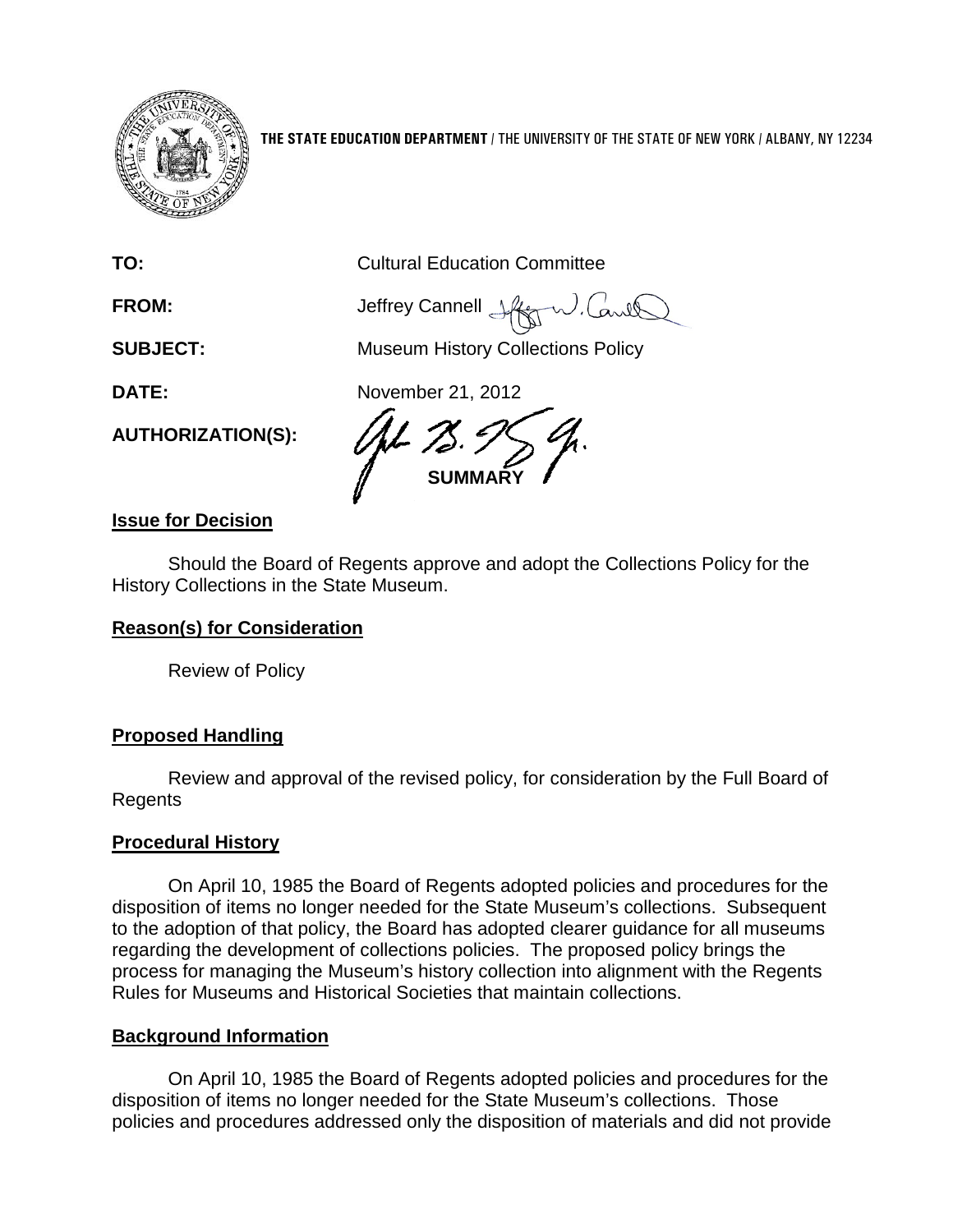**THE STATE EDUCATION DEPARTMENT** / THE UNIVERSITY OF THE STATE OF NEW YORK / ALBANY, NY 12234

**TO:** Cultural Education Committee

**FROM:** Jeffrey Cannell

**SUBJECT:** Museum History Collections Policy

**DATE:** November 21, 2012

**AUTHORIZATION(S):**

**SUMMARY**

## Issue for Decision

Should the Board of Regents approve and adopt the Collections Policy for the History Collections in the State Museum.

## Reason(s) for Consideration

Review of Policy

## Proposed Handling

Review and approval of the revised policy, for consideration by the Full Board of Regents

## Procedural History

On April 10, 1985 the Board of Regents adopted policies and procedures for the disposition of items no longer needed for the State Museum's collections. Subsequent to the adoption of that policy, the Board has adopted clearer guidance for all museums regarding the development of collections policies. The proposed policy brings the process for managing the Museum's history collection into alignment with the Regents Rules for Museums and Historical Societies that maintain collections.

## Background Information

On April 10, 1985 the Board of Regents adopted policies and procedures for the disposition of items no longer needed for the State Museum's collections. Those policies and procedures addressed only the disposition of materials and did not provide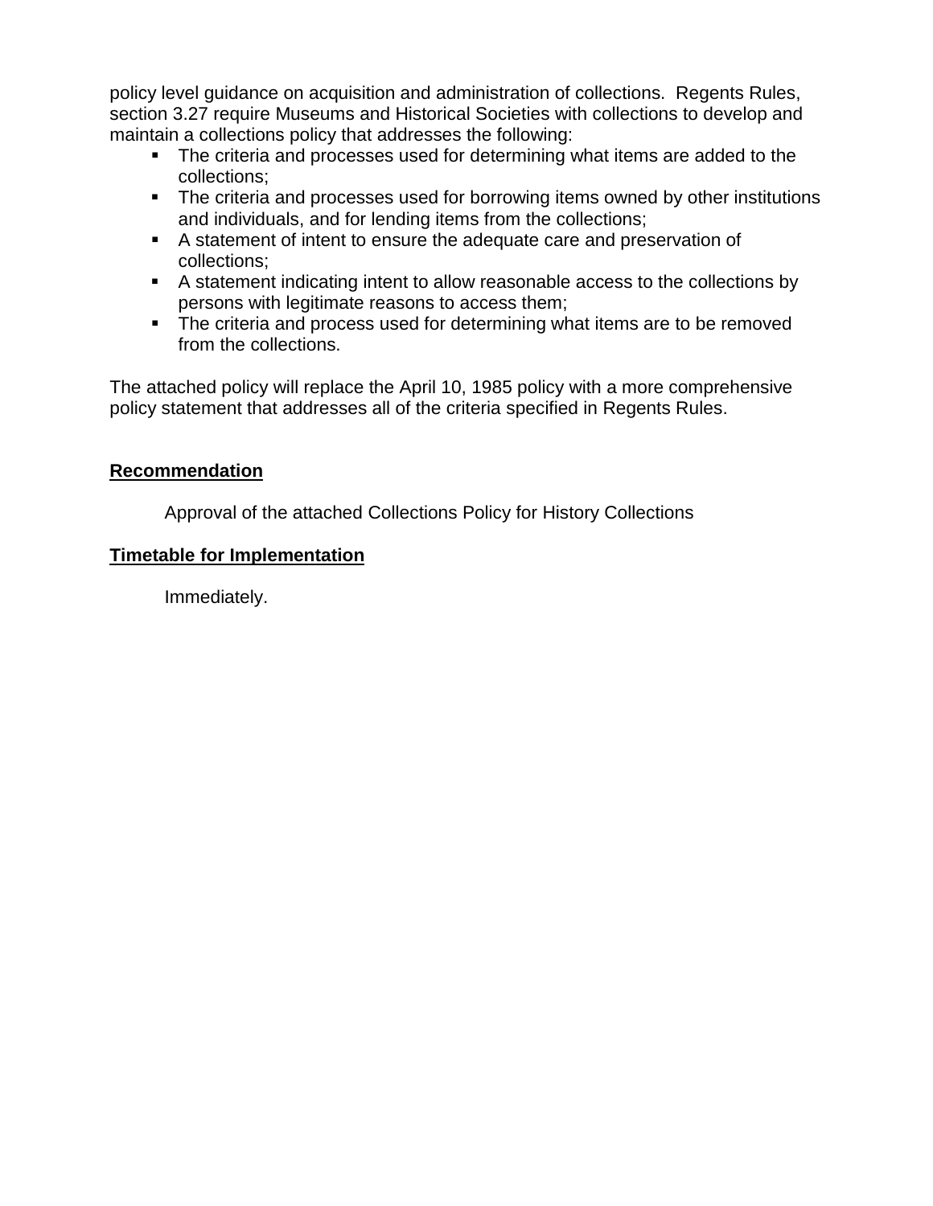policy level guidance on acquisition and administration of collections. Regents Rules, section 3.27 require Museums and Historical Societies with collections to develop and maintain a collections policy that addresses the following:

- The criteria and processes used for determining what items are added to the collections;
- The criteria and processes used for borrowing items owned by other institutions and individuals, and for lending items from the collections;
- A statement of intent to ensure the adequate care and preservation of collections;
- A statement indicating intent to allow reasonable access to the collections by persons with legitimate reasons to access them;
- The criteria and process used for determining what items are to be removed from the collections.

The attached policy will replace the April 10, 1985 policy with a more comprehensive policy statement that addresses all of the criteria specified in Regents Rules.

**Recommendation**

Approval of the attached Collections Policy for History Collections

**Timetable for Implementation**

Immediately.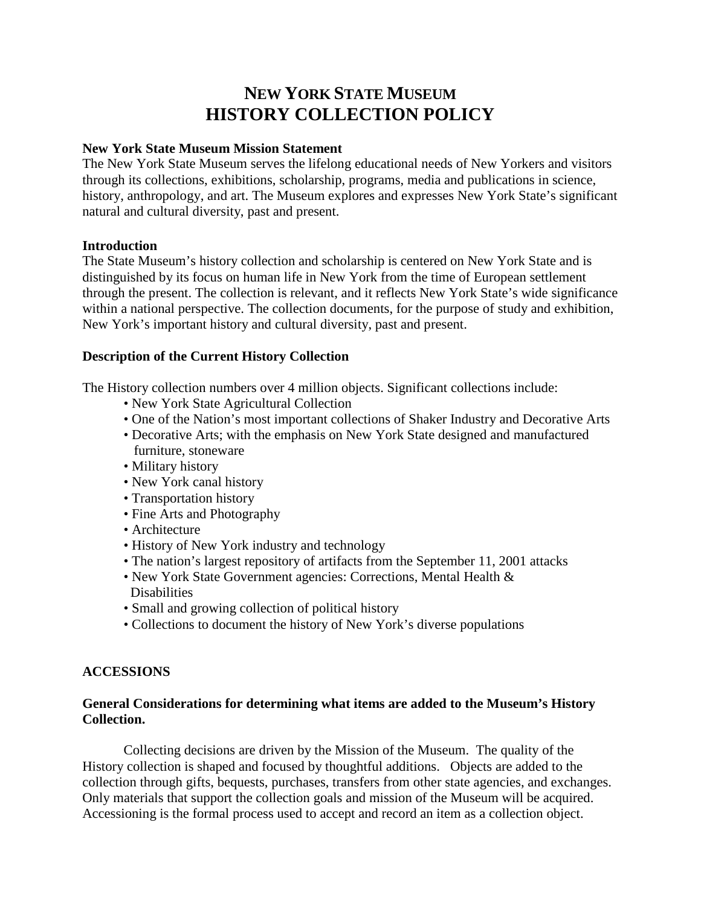# New York State Museum
# HISTORY COLLECTION POLICY

**New York State Museum Mission Statement**

The New York State Museum serves the lifelong educational needs of New Yorkers and visitors through its collections, exhibitions, scholarship, programs, media and publications in science, history, anthropology, and art. The Museum explores and expresses New York State's significant natural and cultural diversity, past and present.

**Introduction**

The State Museum's history collection and scholarship is centered on New York State and is distinguished by its focus on human life in New York from the time of European settlement through the present. The collection is relevant, and it reflects New York State's wide significance within a national perspective. The collection documents, for the purpose of study and exhibition, New York's important history and cultural diversity, past and present.

**Description of the Current History Collection**

The History collection numbers over 4 million objects. Significant collections include:

- New York State Agricultural Collection
- One of the Nation's most important collections of Shaker Industry and Decorative Arts
- Decorative Arts; with the emphasis on New York State designed and manufactured furniture, stoneware
- Military history
- New York canal history
- Transportation history
- Fine Arts and Photography
- Architecture
- History of New York industry and technology
- The nation's largest repository of artifacts from the September 11, 2001 attacks
- New York State Government agencies: Corrections, Mental Health & Disabilities
- Small and growing collection of political history
- Collections to document the history of New York's diverse populations

**ACCESSIONS**

**General Considerations for determining what items are added to the Museum's History Collection.**

Collecting decisions are driven by the Mission of the Museum. The quality of the History collection is shaped and focused by thoughtful additions. Objects are added to the collection through gifts, bequests, purchases, transfers from other state agencies, and exchanges. Only materials that support the collection goals and mission of the Museum will be acquired. Accessioning is the formal process used to accept and record an item as a collection object.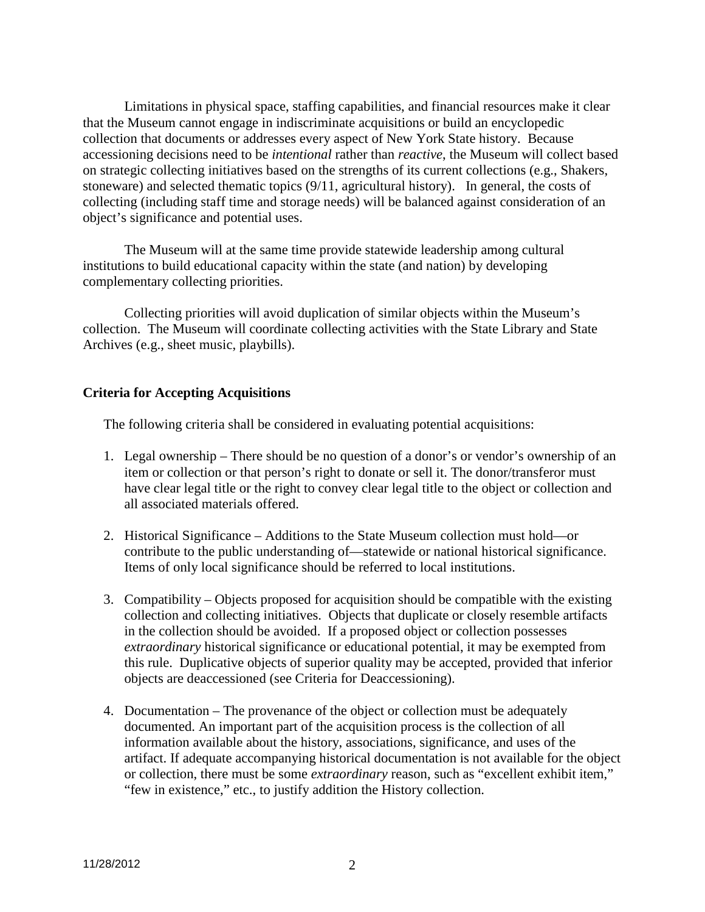Limitations in physical space, staffing capabilities, and financial resources make it clear that the Museum cannot engage in indiscriminate acquisitions or build an encyclopedic collection that documents or addresses every aspect of New York State history. Because accessioning decisions need to be *intentional* rather than *reactive*, the Museum will collect based on strategic collecting initiatives based on the strengths of its current collections (e.g., Shakers, stoneware) and selected thematic topics (9/11, agricultural history). In general, the costs of collecting (including staff time and storage needs) will be balanced against consideration of an object's significance and potential uses.

The Museum will at the same time provide statewide leadership among cultural institutions to build educational capacity within the state (and nation) by developing complementary collecting priorities.

Collecting priorities will avoid duplication of similar objects within the Museum's collection. The Museum will coordinate collecting activities with the State Library and State Archives (e.g., sheet music, playbills).

**Criteria for Accepting Acquisitions**

The following criteria shall be considered in evaluating potential acquisitions:

1. Legal ownership – There should be no question of a donor's or vendor's ownership of an item or collection or that person's right to donate or sell it. The donor/transferor must have clear legal title or the right to convey clear legal title to the object or collection and all associated materials offered.

2. Historical Significance – Additions to the State Museum collection must hold—or contribute to the public understanding of—statewide or national historical significance. Items of only local significance should be referred to local institutions.

3. Compatibility – Objects proposed for acquisition should be compatible with the existing collection and collecting initiatives. Objects that duplicate or closely resemble artifacts in the collection should be avoided. If a proposed object or collection possesses *extraordinary* historical significance or educational potential, it may be exempted from this rule. Duplicative objects of superior quality may be accepted, provided that inferior objects are deaccessioned (see Criteria for Deaccessioning).

4. Documentation – The provenance of the object or collection must be adequately documented. An important part of the acquisition process is the collection of all information available about the history, associations, significance, and uses of the artifact. If adequate accompanying historical documentation is not available for the object or collection, there must be some *extraordinary* reason, such as "excellent exhibit item," "few in existence," etc., to justify addition the History collection.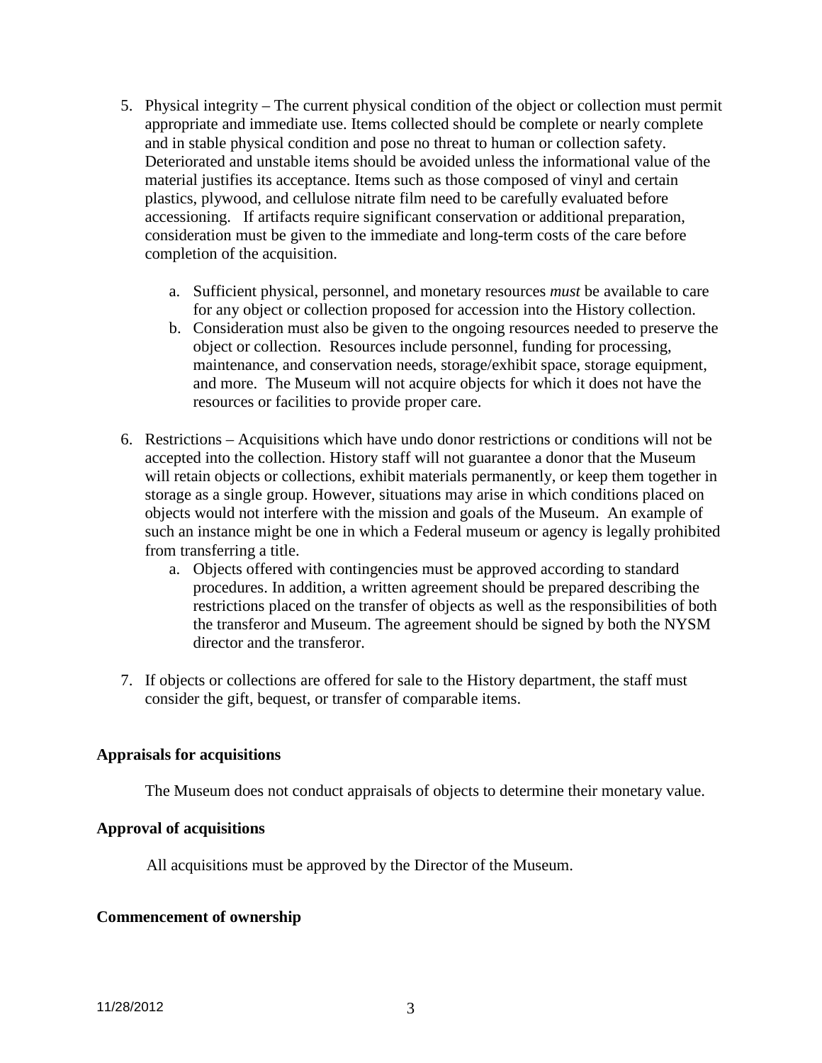5. Physical integrity – The current physical condition of the object or collection must permit appropriate and immediate use. Items collected should be complete or nearly complete and in stable physical condition and pose no threat to human or collection safety. Deteriorated and unstable items should be avoided unless the informational value of the material justifies its acceptance. Items such as those composed of vinyl and certain plastics, plywood, and cellulose nitrate film need to be carefully evaluated before accessioning. If artifacts require significant conservation or additional preparation, consideration must be given to the immediate and long-term costs of the care before completion of the acquisition.

    a. Sufficient physical, personnel, and monetary resources *must* be available to care for any object or collection proposed for accession into the History collection.
    b. Consideration must also be given to the ongoing resources needed to preserve the object or collection. Resources include personnel, funding for processing, maintenance, and conservation needs, storage/exhibit space, storage equipment, and more. The Museum will not acquire objects for which it does not have the resources or facilities to provide proper care.

6. Restrictions – Acquisitions which have undo donor restrictions or conditions will not be accepted into the collection. History staff will not guarantee a donor that the Museum will retain objects or collections, exhibit materials permanently, or keep them together in storage as a single group. However, situations may arise in which conditions placed on objects would not interfere with the mission and goals of the Museum. An example of such an instance might be one in which a Federal museum or agency is legally prohibited from transferring a title.
    a. Objects offered with contingencies must be approved according to standard procedures. In addition, a written agreement should be prepared describing the restrictions placed on the transfer of objects as well as the responsibilities of both the transferor and Museum. The agreement should be signed by both the NYSM director and the transferor.

7. If objects or collections are offered for sale to the History department, the staff must consider the gift, bequest, or transfer of comparable items.

**Appraisals for acquisitions**

The Museum does not conduct appraisals of objects to determine their monetary value.

**Approval of acquisitions**

All acquisitions must be approved by the Director of the Museum.

**Commencement of ownership**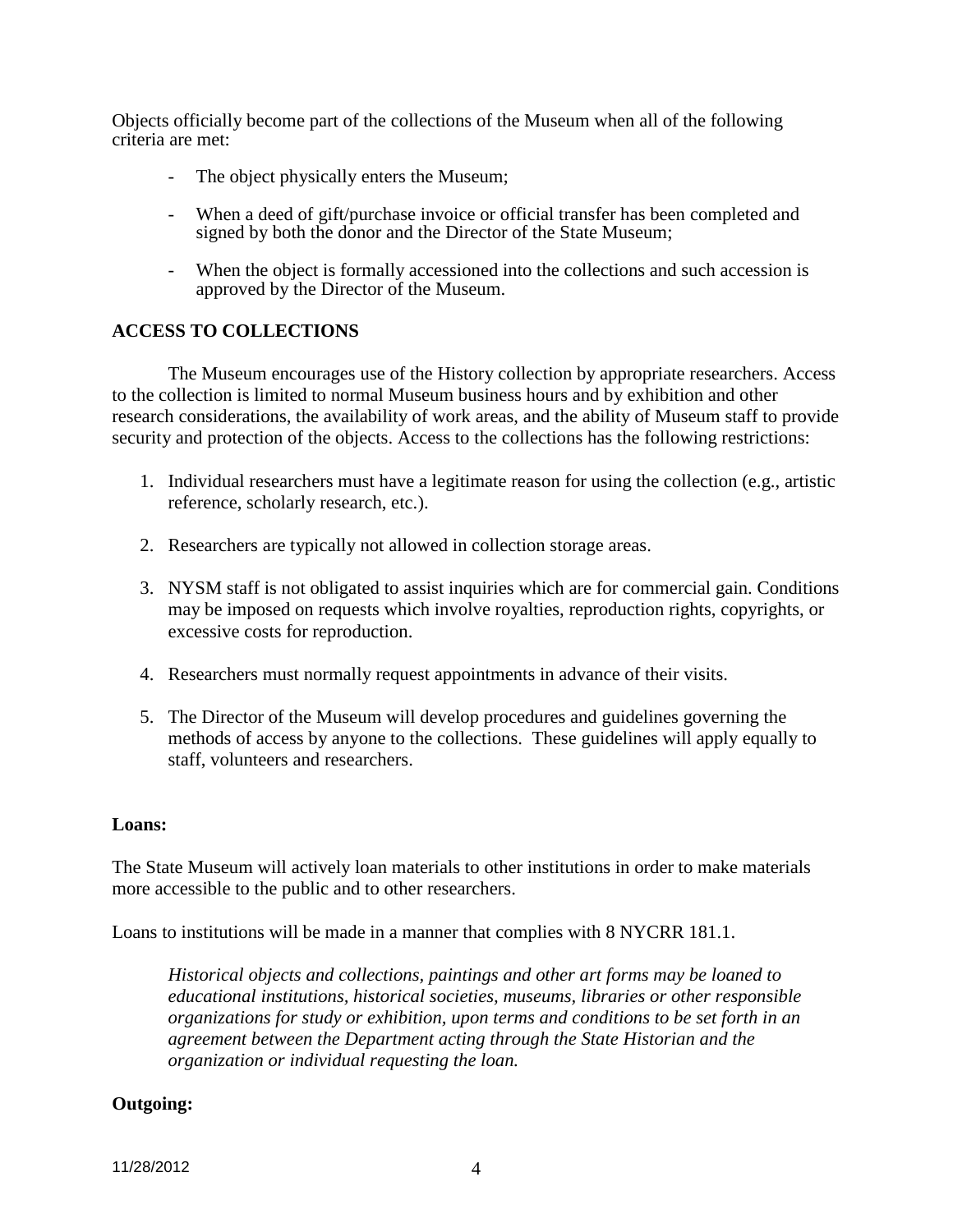Objects officially become part of the collections of the Museum when all of the following criteria are met:

- The object physically enters the Museum;
- When a deed of gift/purchase invoice or official transfer has been completed and signed by both the donor and the Director of the State Museum;
- When the object is formally accessioned into the collections and such accession is approved by the Director of the Museum.

## ACCESS TO COLLECTIONS

The Museum encourages use of the History collection by appropriate researchers. Access to the collection is limited to normal Museum business hours and by exhibition and other research considerations, the availability of work areas, and the ability of Museum staff to provide security and protection of the objects. Access to the collections has the following restrictions:

1. Individual researchers must have a legitimate reason for using the collection (e.g., artistic reference, scholarly research, etc.).
2. Researchers are typically not allowed in collection storage areas.
3. NYSM staff is not obligated to assist inquiries which are for commercial gain. Conditions may be imposed on requests which involve royalties, reproduction rights, copyrights, or excessive costs for reproduction.
4. Researchers must normally request appointments in advance of their visits.
5. The Director of the Museum will develop procedures and guidelines governing the methods of access by anyone to the collections. These guidelines will apply equally to staff, volunteers and researchers.

**Loans:**

The State Museum will actively loan materials to other institutions in order to make materials more accessible to the public and to other researchers.

Loans to institutions will be made in a manner that complies with 8 NYCRR 181.1.

> *Historical objects and collections, paintings and other art forms may be loaned to educational institutions, historical societies, museums, libraries or other responsible organizations for study or exhibition, upon terms and conditions to be set forth in an agreement between the Department acting through the State Historian and the organization or individual requesting the loan.*

**Outgoing:**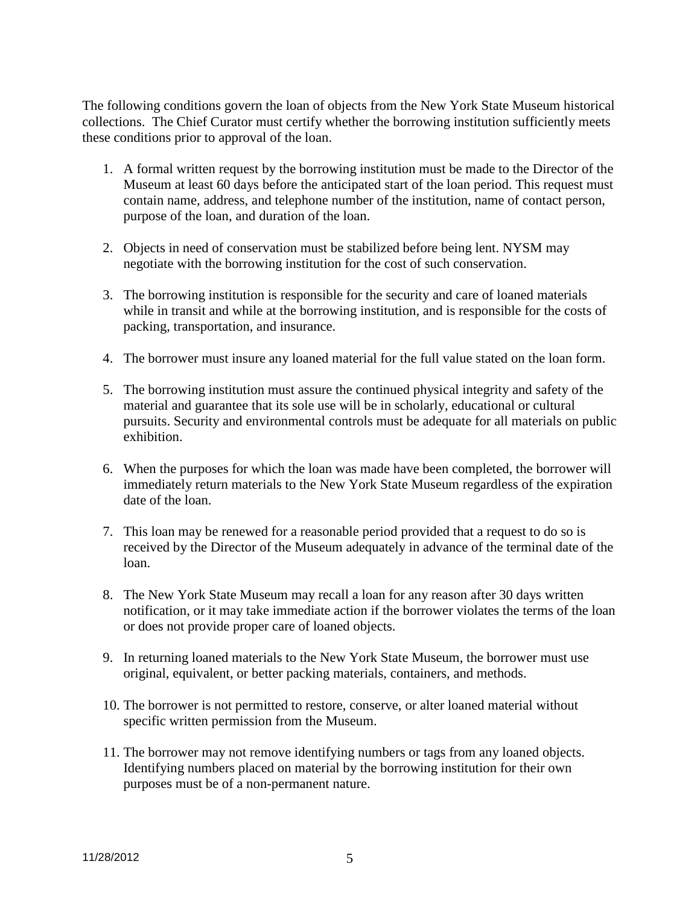The following conditions govern the loan of objects from the New York State Museum historical collections. The Chief Curator must certify whether the borrowing institution sufficiently meets these conditions prior to approval of the loan.

1. A formal written request by the borrowing institution must be made to the Director of the Museum at least 60 days before the anticipated start of the loan period. This request must contain name, address, and telephone number of the institution, name of contact person, purpose of the loan, and duration of the loan.

2. Objects in need of conservation must be stabilized before being lent. NYSM may negotiate with the borrowing institution for the cost of such conservation.

3. The borrowing institution is responsible for the security and care of loaned materials while in transit and while at the borrowing institution, and is responsible for the costs of packing, transportation, and insurance.

4. The borrower must insure any loaned material for the full value stated on the loan form.

5. The borrowing institution must assure the continued physical integrity and safety of the material and guarantee that its sole use will be in scholarly, educational or cultural pursuits. Security and environmental controls must be adequate for all materials on public exhibition.

6. When the purposes for which the loan was made have been completed, the borrower will immediately return materials to the New York State Museum regardless of the expiration date of the loan.

7. This loan may be renewed for a reasonable period provided that a request to do so is received by the Director of the Museum adequately in advance of the terminal date of the loan.

8. The New York State Museum may recall a loan for any reason after 30 days written notification, or it may take immediate action if the borrower violates the terms of the loan or does not provide proper care of loaned objects.

9. In returning loaned materials to the New York State Museum, the borrower must use original, equivalent, or better packing materials, containers, and methods.

10. The borrower is not permitted to restore, conserve, or alter loaned material without specific written permission from the Museum.

11. The borrower may not remove identifying numbers or tags from any loaned objects. Identifying numbers placed on material by the borrowing institution for their own purposes must be of a non-permanent nature.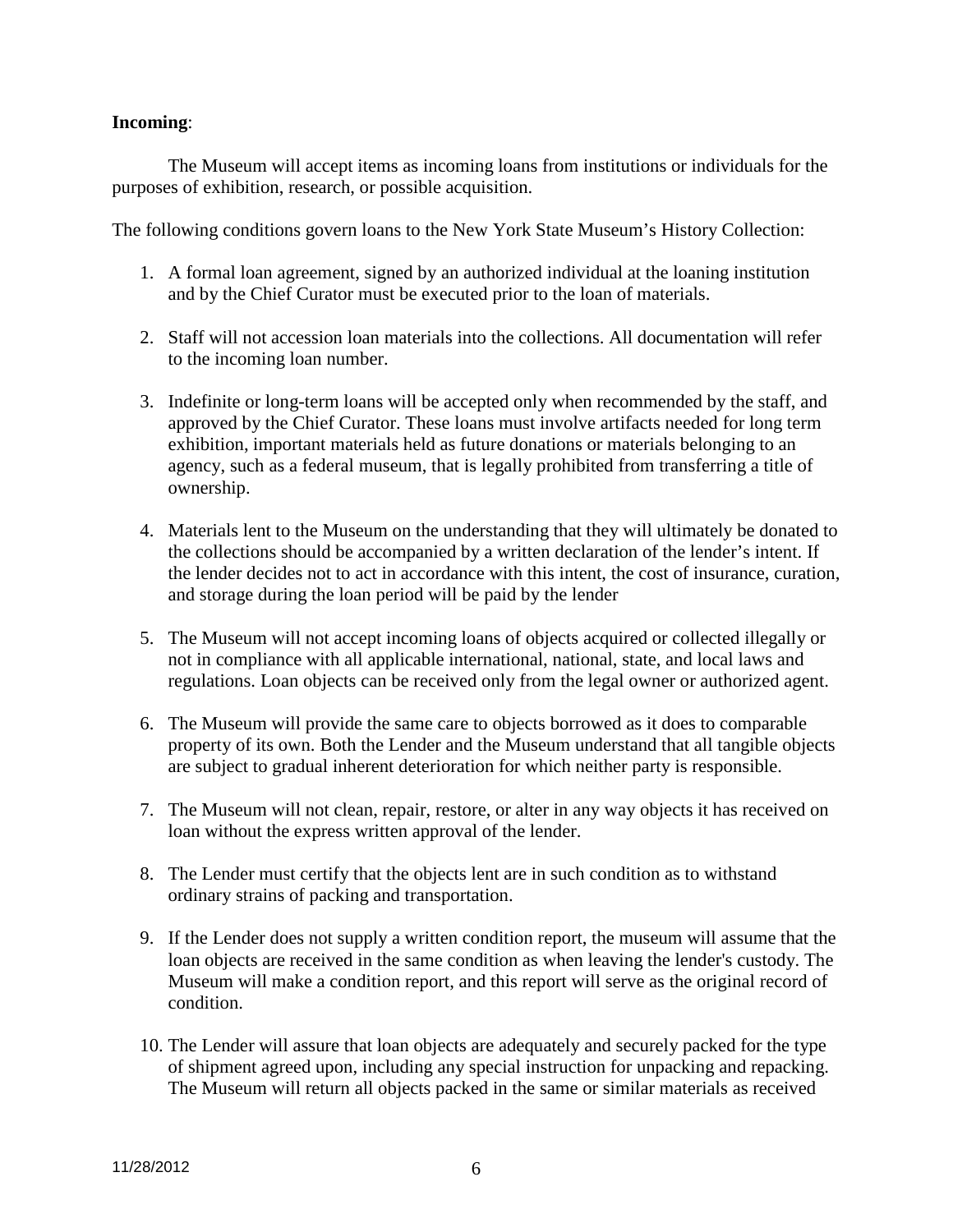**Incoming**:

The Museum will accept items as incoming loans from institutions or individuals for the purposes of exhibition, research, or possible acquisition.

The following conditions govern loans to the New York State Museum's History Collection:

1. A formal loan agreement, signed by an authorized individual at the loaning institution and by the Chief Curator must be executed prior to the loan of materials.

2. Staff will not accession loan materials into the collections. All documentation will refer to the incoming loan number.

3. Indefinite or long-term loans will be accepted only when recommended by the staff, and approved by the Chief Curator. These loans must involve artifacts needed for long term exhibition, important materials held as future donations or materials belonging to an agency, such as a federal museum, that is legally prohibited from transferring a title of ownership.

4. Materials lent to the Museum on the understanding that they will ultimately be donated to the collections should be accompanied by a written declaration of the lender's intent. If the lender decides not to act in accordance with this intent, the cost of insurance, curation, and storage during the loan period will be paid by the lender

5. The Museum will not accept incoming loans of objects acquired or collected illegally or not in compliance with all applicable international, national, state, and local laws and regulations. Loan objects can be received only from the legal owner or authorized agent.

6. The Museum will provide the same care to objects borrowed as it does to comparable property of its own. Both the Lender and the Museum understand that all tangible objects are subject to gradual inherent deterioration for which neither party is responsible.

7. The Museum will not clean, repair, restore, or alter in any way objects it has received on loan without the express written approval of the lender.

8. The Lender must certify that the objects lent are in such condition as to withstand ordinary strains of packing and transportation.

9. If the Lender does not supply a written condition report, the museum will assume that the loan objects are received in the same condition as when leaving the lender's custody. The Museum will make a condition report, and this report will serve as the original record of condition.

10. The Lender will assure that loan objects are adequately and securely packed for the type of shipment agreed upon, including any special instruction for unpacking and repacking. The Museum will return all objects packed in the same or similar materials as received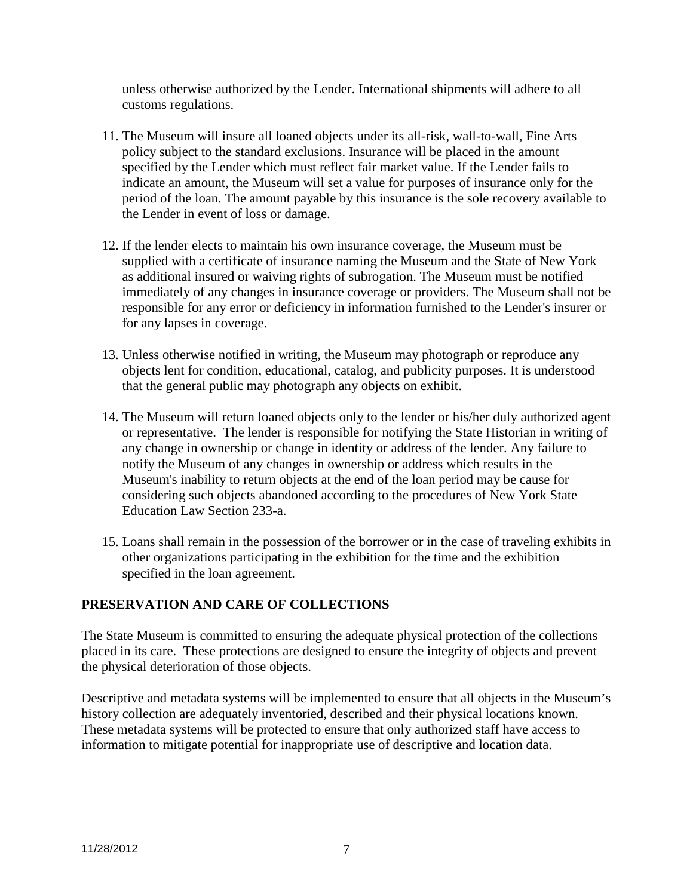unless otherwise authorized by the Lender. International shipments will adhere to all customs regulations.

11. The Museum will insure all loaned objects under its all-risk, wall-to-wall, Fine Arts policy subject to the standard exclusions. Insurance will be placed in the amount specified by the Lender which must reflect fair market value. If the Lender fails to indicate an amount, the Museum will set a value for purposes of insurance only for the period of the loan. The amount payable by this insurance is the sole recovery available to the Lender in event of loss or damage.

12. If the lender elects to maintain his own insurance coverage, the Museum must be supplied with a certificate of insurance naming the Museum and the State of New York as additional insured or waiving rights of subrogation. The Museum must be notified immediately of any changes in insurance coverage or providers. The Museum shall not be responsible for any error or deficiency in information furnished to the Lender's insurer or for any lapses in coverage.

13. Unless otherwise notified in writing, the Museum may photograph or reproduce any objects lent for condition, educational, catalog, and publicity purposes. It is understood that the general public may photograph any objects on exhibit.

14. The Museum will return loaned objects only to the lender or his/her duly authorized agent or representative. The lender is responsible for notifying the State Historian in writing of any change in ownership or change in identity or address of the lender. Any failure to notify the Museum of any changes in ownership or address which results in the Museum's inability to return objects at the end of the loan period may be cause for considering such objects abandoned according to the procedures of New York State Education Law Section 233-a.

15. Loans shall remain in the possession of the borrower or in the case of traveling exhibits in other organizations participating in the exhibition for the time and the exhibition specified in the loan agreement.

## PRESERVATION AND CARE OF COLLECTIONS

The State Museum is committed to ensuring the adequate physical protection of the collections placed in its care. These protections are designed to ensure the integrity of objects and prevent the physical deterioration of those objects.

Descriptive and metadata systems will be implemented to ensure that all objects in the Museum's history collection are adequately inventoried, described and their physical locations known. These metadata systems will be protected to ensure that only authorized staff have access to information to mitigate potential for inappropriate use of descriptive and location data.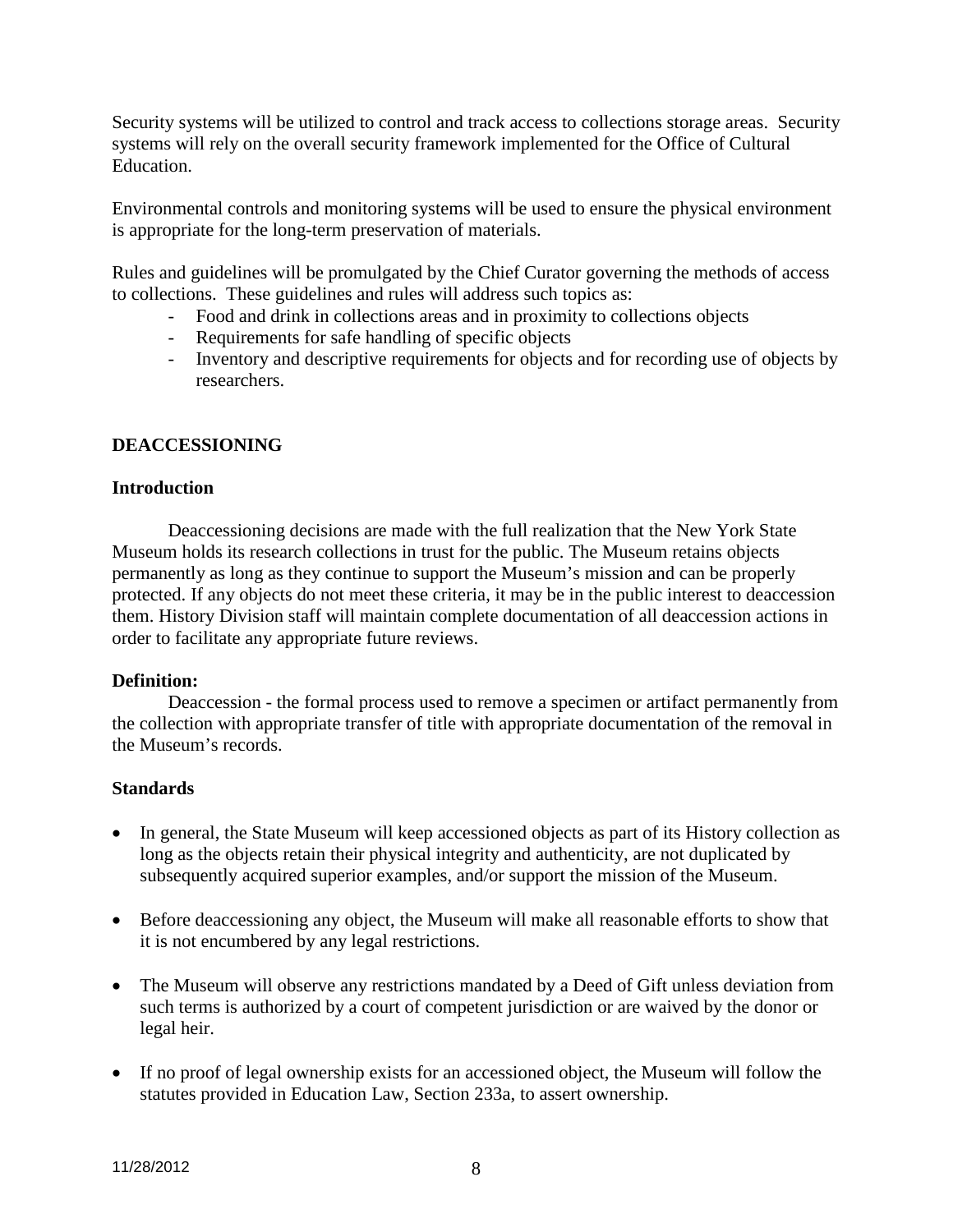Security systems will be utilized to control and track access to collections storage areas. Security systems will rely on the overall security framework implemented for the Office of Cultural Education.

Environmental controls and monitoring systems will be used to ensure the physical environment is appropriate for the long-term preservation of materials.

Rules and guidelines will be promulgated by the Chief Curator governing the methods of access to collections. These guidelines and rules will address such topics as:

- Food and drink in collections areas and in proximity to collections objects
- Requirements for safe handling of specific objects
- Inventory and descriptive requirements for objects and for recording use of objects by researchers.

## DEACCESSIONING

### Introduction

Deaccessioning decisions are made with the full realization that the New York State Museum holds its research collections in trust for the public. The Museum retains objects permanently as long as they continue to support the Museum's mission and can be properly protected. If any objects do not meet these criteria, it may be in the public interest to deaccession them. History Division staff will maintain complete documentation of all deaccession actions in order to facilitate any appropriate future reviews.

### Definition:

Deaccession - the formal process used to remove a specimen or artifact permanently from the collection with appropriate transfer of title with appropriate documentation of the removal in the Museum's records.

### Standards

- In general, the State Museum will keep accessioned objects as part of its History collection as long as the objects retain their physical integrity and authenticity, are not duplicated by subsequently acquired superior examples, and/or support the mission of the Museum.
- Before deaccessioning any object, the Museum will make all reasonable efforts to show that it is not encumbered by any legal restrictions.
- The Museum will observe any restrictions mandated by a Deed of Gift unless deviation from such terms is authorized by a court of competent jurisdiction or are waived by the donor or legal heir.
- If no proof of legal ownership exists for an accessioned object, the Museum will follow the statutes provided in Education Law, Section 233a, to assert ownership.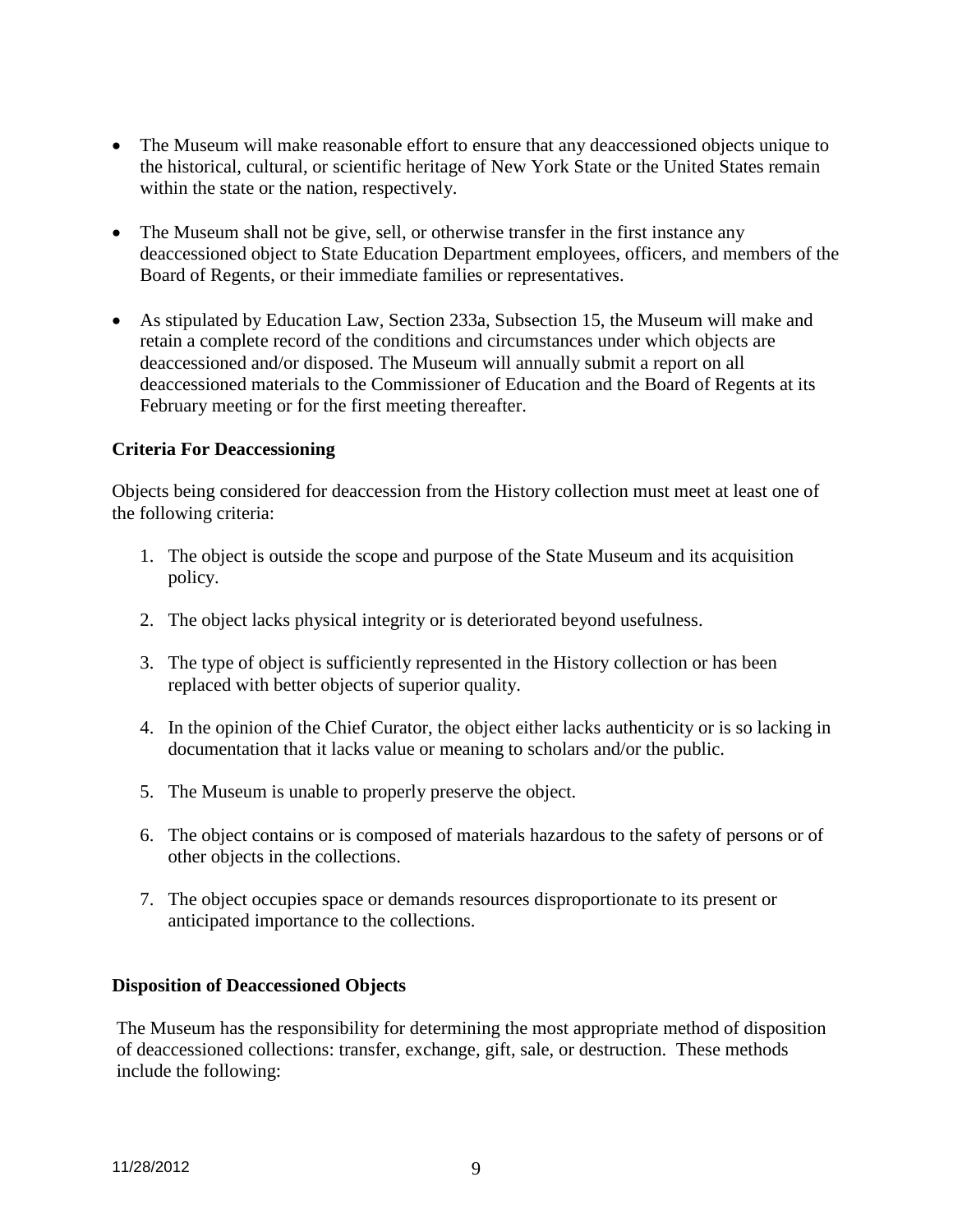- The Museum will make reasonable effort to ensure that any deaccessioned objects unique to the historical, cultural, or scientific heritage of New York State or the United States remain within the state or the nation, respectively.

- The Museum shall not be give, sell, or otherwise transfer in the first instance any deaccessioned object to State Education Department employees, officers, and members of the Board of Regents, or their immediate families or representatives.

- As stipulated by Education Law, Section 233a, Subsection 15, the Museum will make and retain a complete record of the conditions and circumstances under which objects are deaccessioned and/or disposed. The Museum will annually submit a report on all deaccessioned materials to the Commissioner of Education and the Board of Regents at its February meeting or for the first meeting thereafter.

**Criteria For Deaccessioning**

Objects being considered for deaccession from the History collection must meet at least one of the following criteria:

1. The object is outside the scope and purpose of the State Museum and its acquisition policy.

2. The object lacks physical integrity or is deteriorated beyond usefulness.

3. The type of object is sufficiently represented in the History collection or has been replaced with better objects of superior quality.

4. In the opinion of the Chief Curator, the object either lacks authenticity or is so lacking in documentation that it lacks value or meaning to scholars and/or the public.

5. The Museum is unable to properly preserve the object.

6. The object contains or is composed of materials hazardous to the safety of persons or of other objects in the collections.

7. The object occupies space or demands resources disproportionate to its present or anticipated importance to the collections.

**Disposition of Deaccessioned Objects**

The Museum has the responsibility for determining the most appropriate method of disposition of deaccessioned collections: transfer, exchange, gift, sale, or destruction. These methods include the following: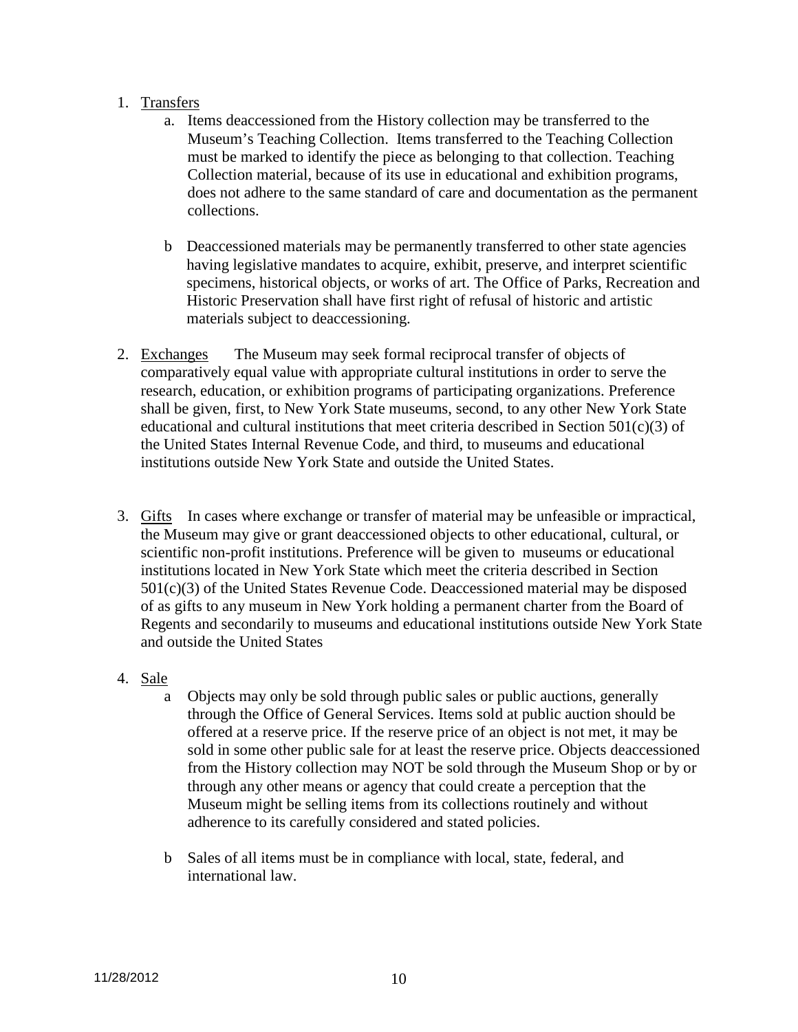1. Transfers
    a. Items deaccessioned from the History collection may be transferred to the Museum's Teaching Collection. Items transferred to the Teaching Collection must be marked to identify the piece as belonging to that collection. Teaching Collection material, because of its use in educational and exhibition programs, does not adhere to the same standard of care and documentation as the permanent collections.

    b Deaccessioned materials may be permanently transferred to other state agencies having legislative mandates to acquire, exhibit, preserve, and interpret scientific specimens, historical objects, or works of art. The Office of Parks, Recreation and Historic Preservation shall have first right of refusal of historic and artistic materials subject to deaccessioning.

2. Exchanges The Museum may seek formal reciprocal transfer of objects of comparatively equal value with appropriate cultural institutions in order to serve the research, education, or exhibition programs of participating organizations. Preference shall be given, first, to New York State museums, second, to any other New York State educational and cultural institutions that meet criteria described in Section 501(c)(3) of the United States Internal Revenue Code, and third, to museums and educational institutions outside New York State and outside the United States.

3. Gifts In cases where exchange or transfer of material may be unfeasible or impractical, the Museum may give or grant deaccessioned objects to other educational, cultural, or scientific non-profit institutions. Preference will be given to museums or educational institutions located in New York State which meet the criteria described in Section 501(c)(3) of the United States Revenue Code. Deaccessioned material may be disposed of as gifts to any museum in New York holding a permanent charter from the Board of Regents and secondarily to museums and educational institutions outside New York State and outside the United States

4. Sale
    a Objects may only be sold through public sales or public auctions, generally through the Office of General Services. Items sold at public auction should be offered at a reserve price. If the reserve price of an object is not met, it may be sold in some other public sale for at least the reserve price. Objects deaccessioned from the History collection may NOT be sold through the Museum Shop or by or through any other means or agency that could create a perception that the Museum might be selling items from its collections routinely and without adherence to its carefully considered and stated policies.

    b Sales of all items must be in compliance with local, state, federal, and international law.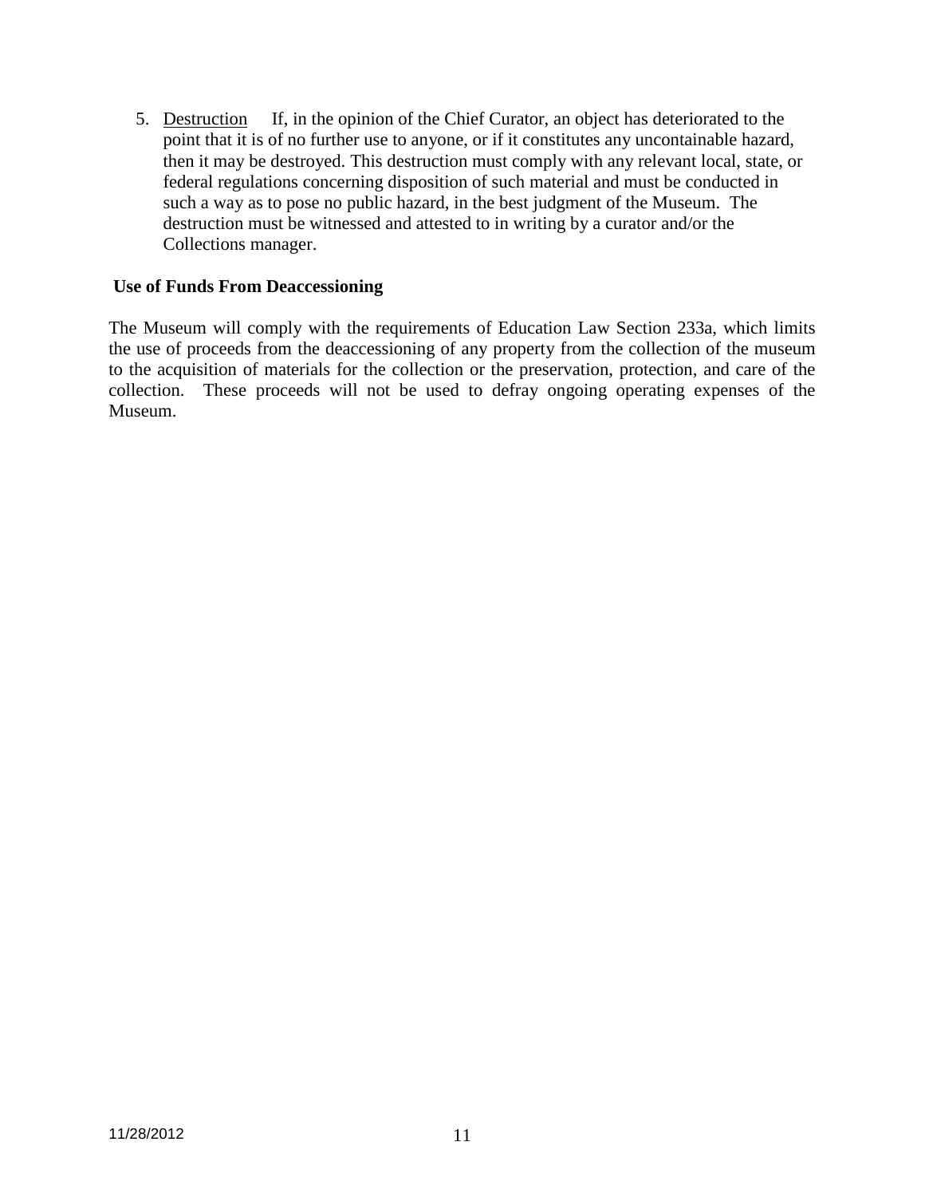5. Destruction If, in the opinion of the Chief Curator, an object has deteriorated to the point that it is of no further use to anyone, or if it constitutes any uncontainable hazard, then it may be destroyed. This destruction must comply with any relevant local, state, or federal regulations concerning disposition of such material and must be conducted in such a way as to pose no public hazard, in the best judgment of the Museum. The destruction must be witnessed and attested to in writing by a curator and/or the Collections manager.

**Use of Funds From Deaccessioning**

The Museum will comply with the requirements of Education Law Section 233a, which limits the use of proceeds from the deaccessioning of any property from the collection of the museum to the acquisition of materials for the collection or the preservation, protection, and care of the collection. These proceeds will not be used to defray ongoing operating expenses of the Museum.